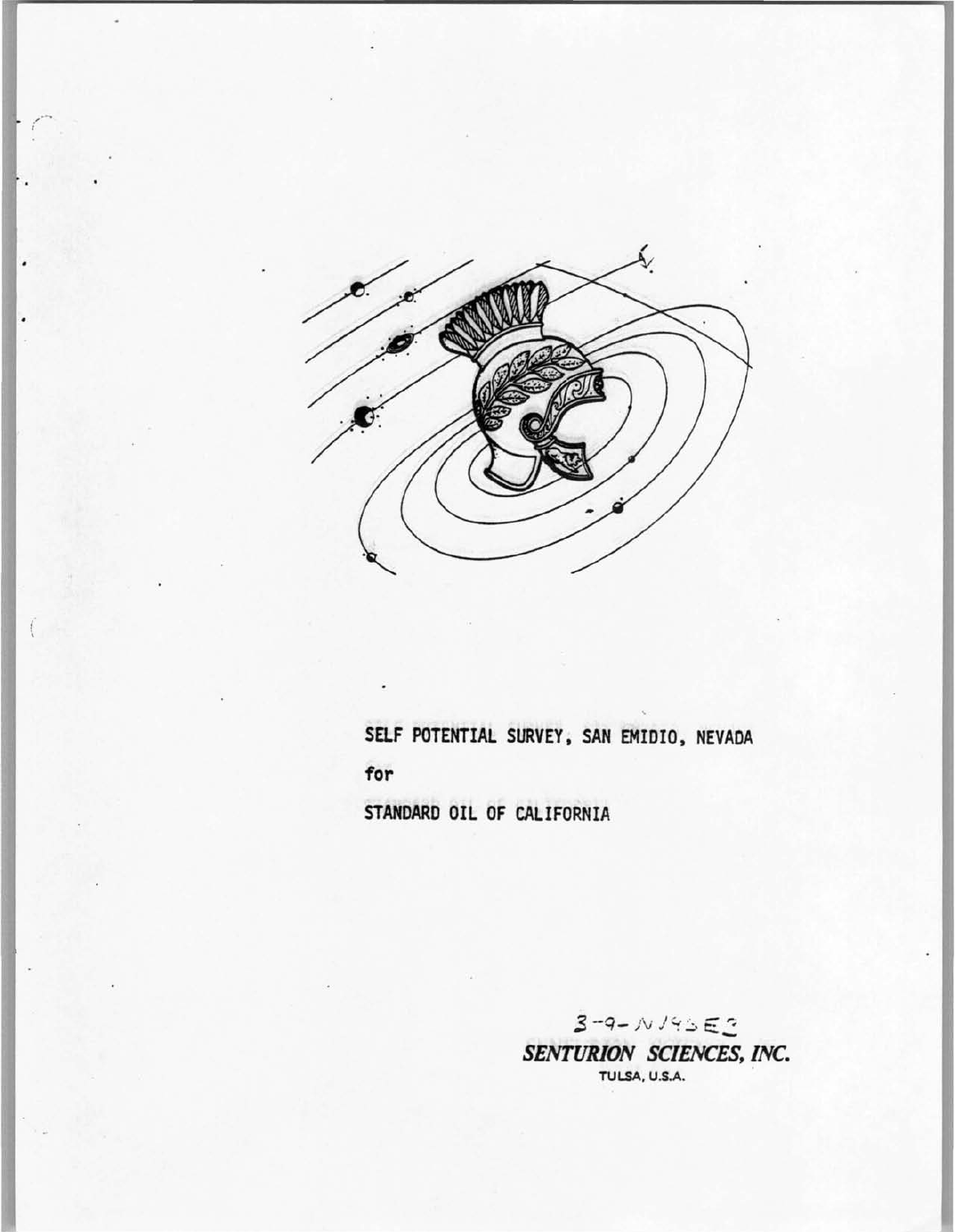SELF POTENTIAL SURVEY, SAN EMIDIO, NEVADA

for

STANDARD OIL OF CALIFORNIA

3-9-N14SE3

***SENTURION SCIENCES, INC.***

TULSA, U.S.A.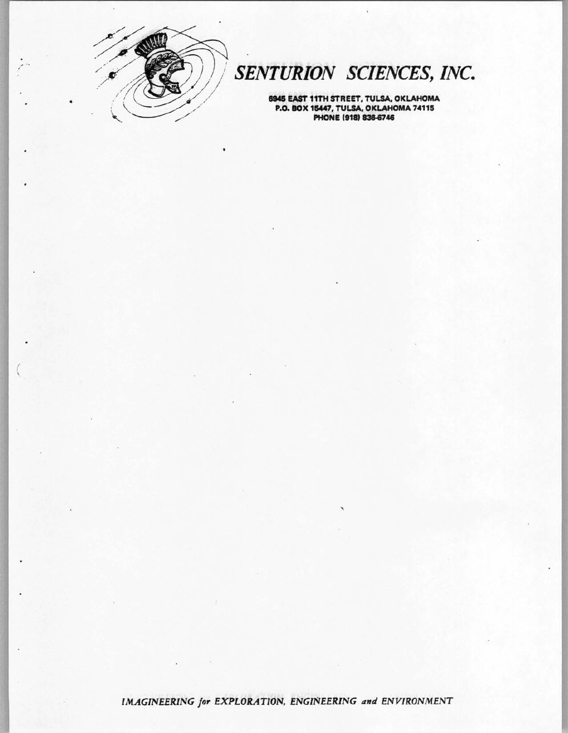# SENTURION SCIENCES, INC.

6945 EAST 11TH STREET, TULSA, OKLAHOMA
P.O. BOX 15447, TULSA, OKLAHOMA 74115
PHONE (918) 836-6746

*IMAGINEERING for EXPLORATION, ENGINEERING and ENVIRONMENT*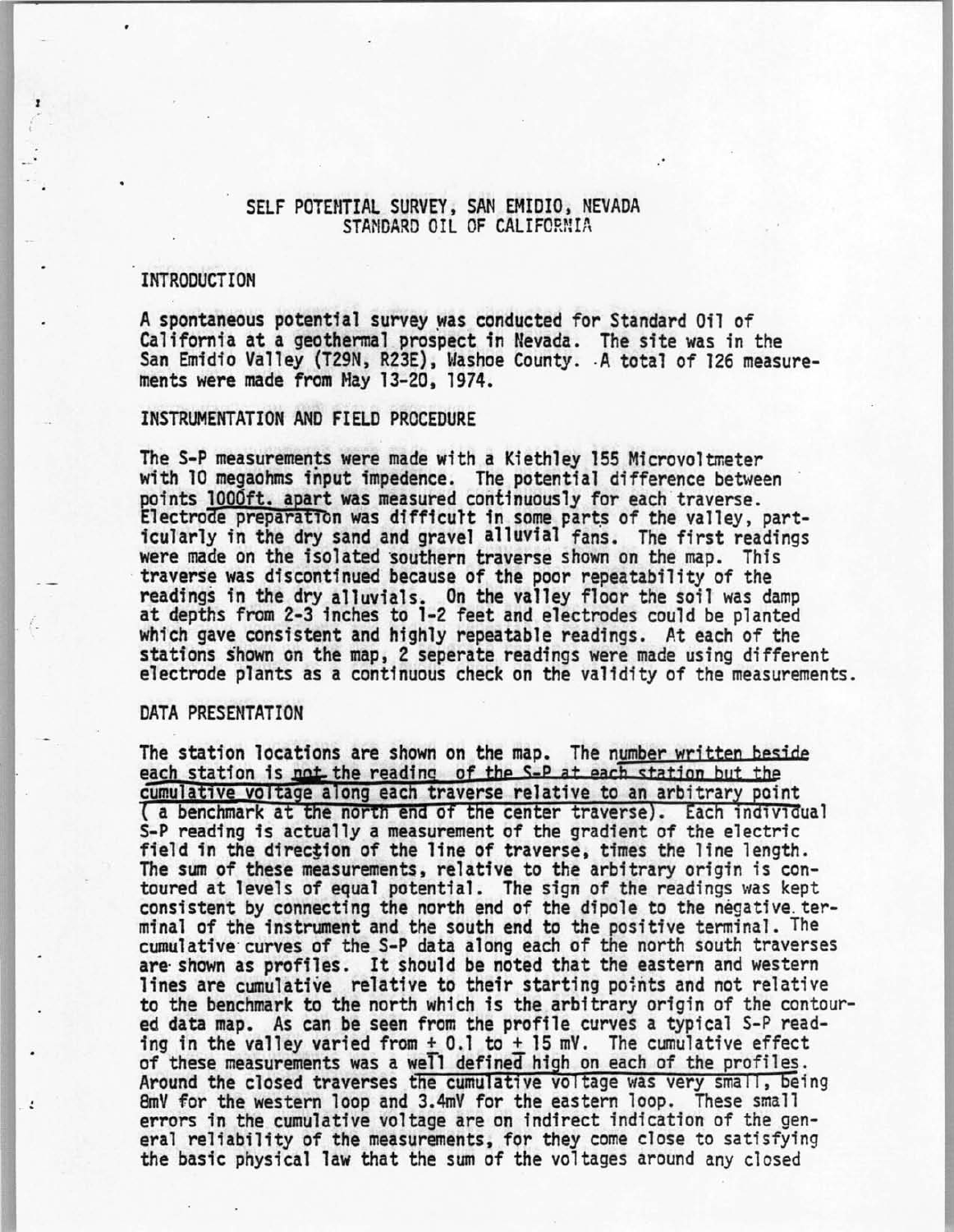# SELF POTENTIAL SURVEY, SAN EMIDIO, NEVADA
## STANDARD OIL OF CALIFORNIA

### INTRODUCTION

A spontaneous potential survey was conducted for Standard Oil of California at a geothermal prospect in Nevada. The site was in the San Emidio Valley (T29N, R23E), Washoe County. A total of 126 measurements were made from May 13-20, 1974.

### INSTRUMENTATION AND FIELD PROCEDURE

The S-P measurements were made with a Kiethley 155 Microvoltmeter with 10 megaohms input impedence. The potential difference between points 1000ft. apart was measured continuously for each traverse. Electrode preparation was difficult in some parts of the valley, particularly in the dry sand and gravel alluvial fans. The first readings were made on the isolated southern traverse shown on the map. This traverse was discontinued because of the poor repeatability of the readings in the dry alluvials. On the valley floor the soil was damp at depths from 2-3 inches to 1-2 feet and electrodes could be planted which gave consistent and highly repeatable readings. At each of the stations shown on the map, 2 seperate readings were made using different electrode plants as a continuous check on the validity of the measurements.

### DATA PRESENTATION

The station locations are shown on the map. The number written beside each station is not the reading of the S-P at each station but the cumulative voltage along each traverse relative to an arbitrary point (a benchmark at the north end of the center traverse). Each individual S-P reading is actually a measurement of the gradient of the electric field in the direction of the line of traverse, times the line length. The sum of these measurements, relative to the arbitrary origin is contoured at levels of equal potential. The sign of the readings was kept consistent by connecting the north end of the dipole to the negative terminal of the instrument and the south end to the positive terminal. The cumulative curves of the S-P data along each of the north south traverses are shown as profiles. It should be noted that the eastern and western lines are cumulative relative to their starting points and not relative to the benchmark to the north which is the arbitrary origin of the contoured data map. As can be seen from the profile curves a typical S-P reading in the valley varied from ± 0.1 to ± 15 mV. The cumulative effect of these measurements was a well defined high on each of the profiles. Around the closed traverses the cumulative voltage was very small, being 8mV for the western loop and 3.4mV for the eastern loop. These small errors in the cumulative voltage are on indirect indication of the general reliability of the measurements, for they come close to satisfying the basic physical law that the sum of the voltages around any closed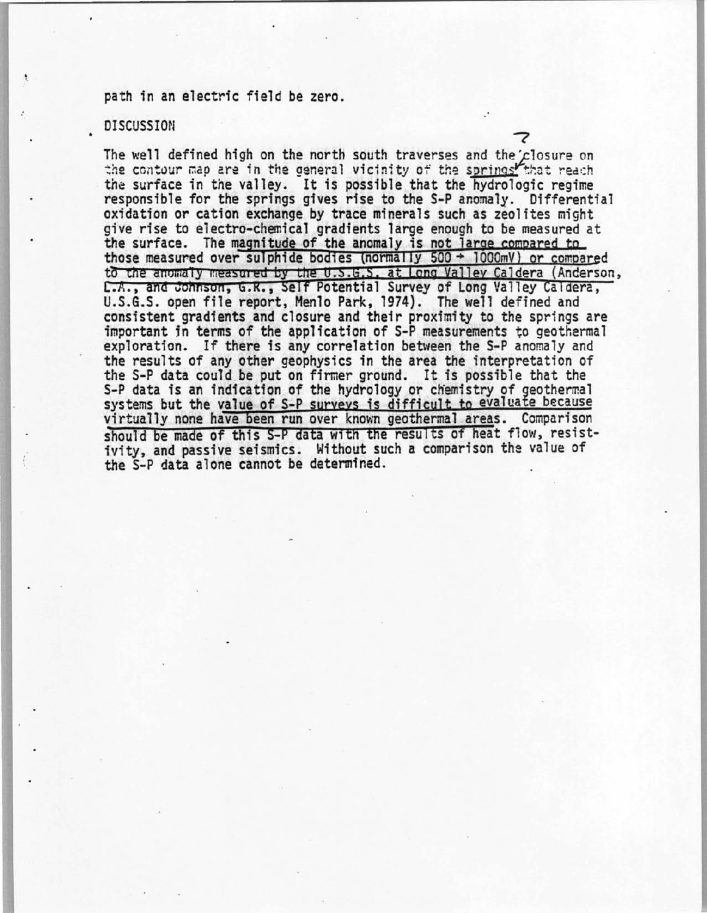path in an electric field be zero.

## DISCUSSION

The well defined high on the north south traverses and the closure on the contour map are in the general vicinity of the springs that reach the surface in the valley. It is possible that the hydrologic regime responsible for the springs gives rise to the S-P anomaly. Differential oxidation or cation exchange by trace minerals such as zeolites might give rise to electro-chemical gradients large enough to be measured at the surface. The magnitude of the anomaly is not large compared to those measured over sulphide bodies (normally 500 → 1000mV) or compared to the anomaly measured by the U.S.G.S. at Long Valley Caldera (Anderson, L.A., and Johnson, G.R., Self Potential Survey of Long Valley Caldera, U.S.G.S. open file report, Menlo Park, 1974). The well defined and consistent gradients and closure and their proximity to the springs are important in terms of the application of S-P measurements to geothermal exploration. If there is any correlation between the S-P anomaly and the results of any other geophysics in the area the interpretation of the S-P data could be put on firmer ground. It is possible that the S-P data is an indication of the hydrology or chemistry of geothermal systems but the value of S-P surveys is difficult to evaluate because virtually none have been run over known geothermal areas. Comparison should be made of this S-P data with the results of heat flow, resistivity, and passive seismics. Without such a comparison the value of the S-P data alone cannot be determined.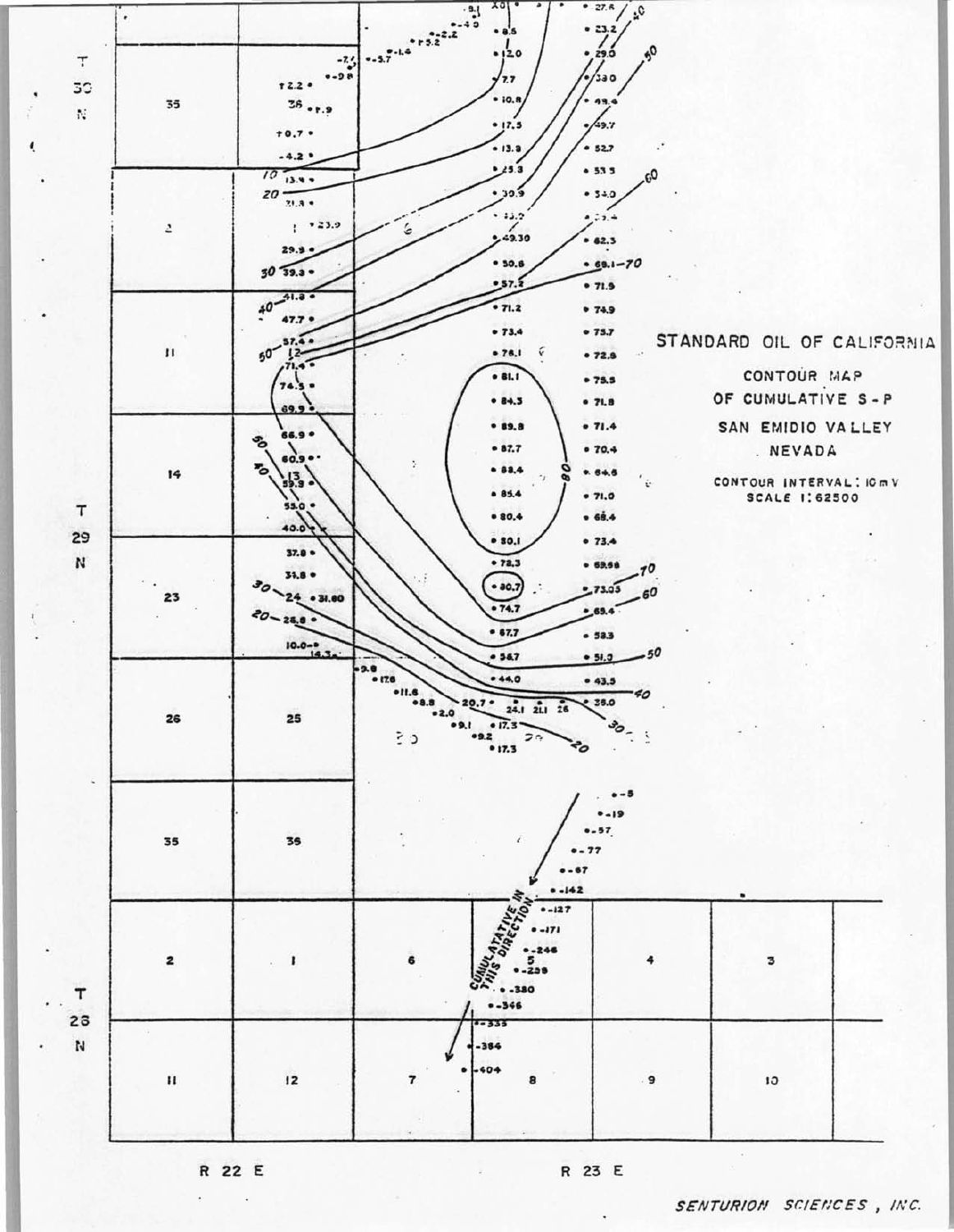STANDARD OIL OF CALIFORNIA

CONTOUR MAP OF CUMULATIVE S-P

SAN EMIDIO VALLEY

NEVADA

CONTOUR INTERVAL: 10 mV

SCALE 1:62500

T 30 N

T 29 N

T 28 N

R 22 E

R 23 E

CUMULATATIVE IN THIS DIRECTION

SENTURION SCIENCES, INC.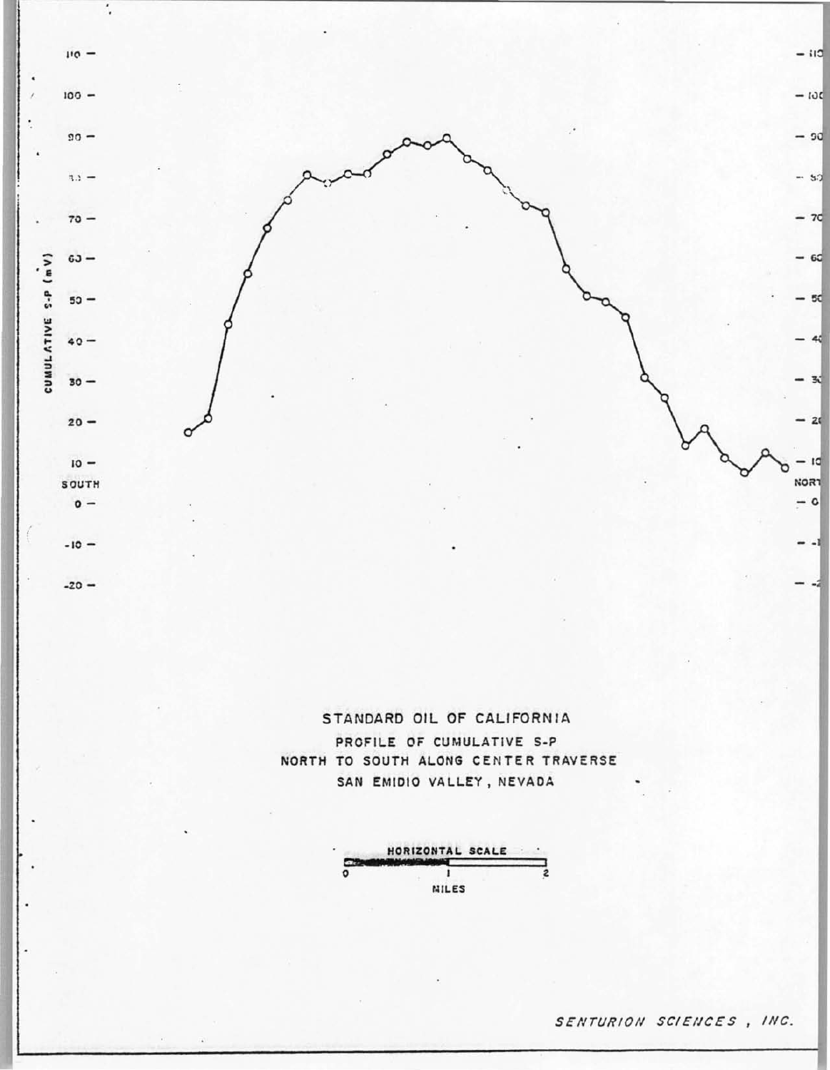CUMULATIVE S-P (mV)

SOUTH

NORTH

STANDARD OIL OF CALIFORNIA

PROFILE OF CUMULATIVE S-P

NORTH TO SOUTH ALONG CENTER TRAVERSE

SAN EMIDIO VALLEY, NEVADA

HORIZONTAL SCALE

0 1 2

MILES

*SENTURION SCIENCES, INC.*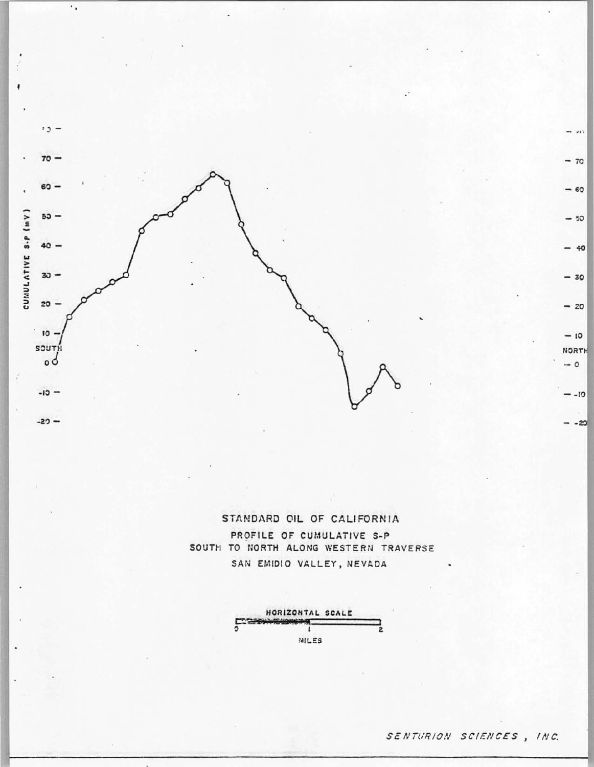CUMULATIVE S-P (mV)

SOUTH

NORTH

STANDARD OIL OF CALIFORNIA

PROFILE OF CUMULATIVE S-P

SOUTH TO NORTH ALONG WESTERN TRAVERSE

SAN EMIDIO VALLEY, NEVADA

HORIZONTAL SCALE

0 1 2

MILES

*SENTURION SCIENCES, INC.*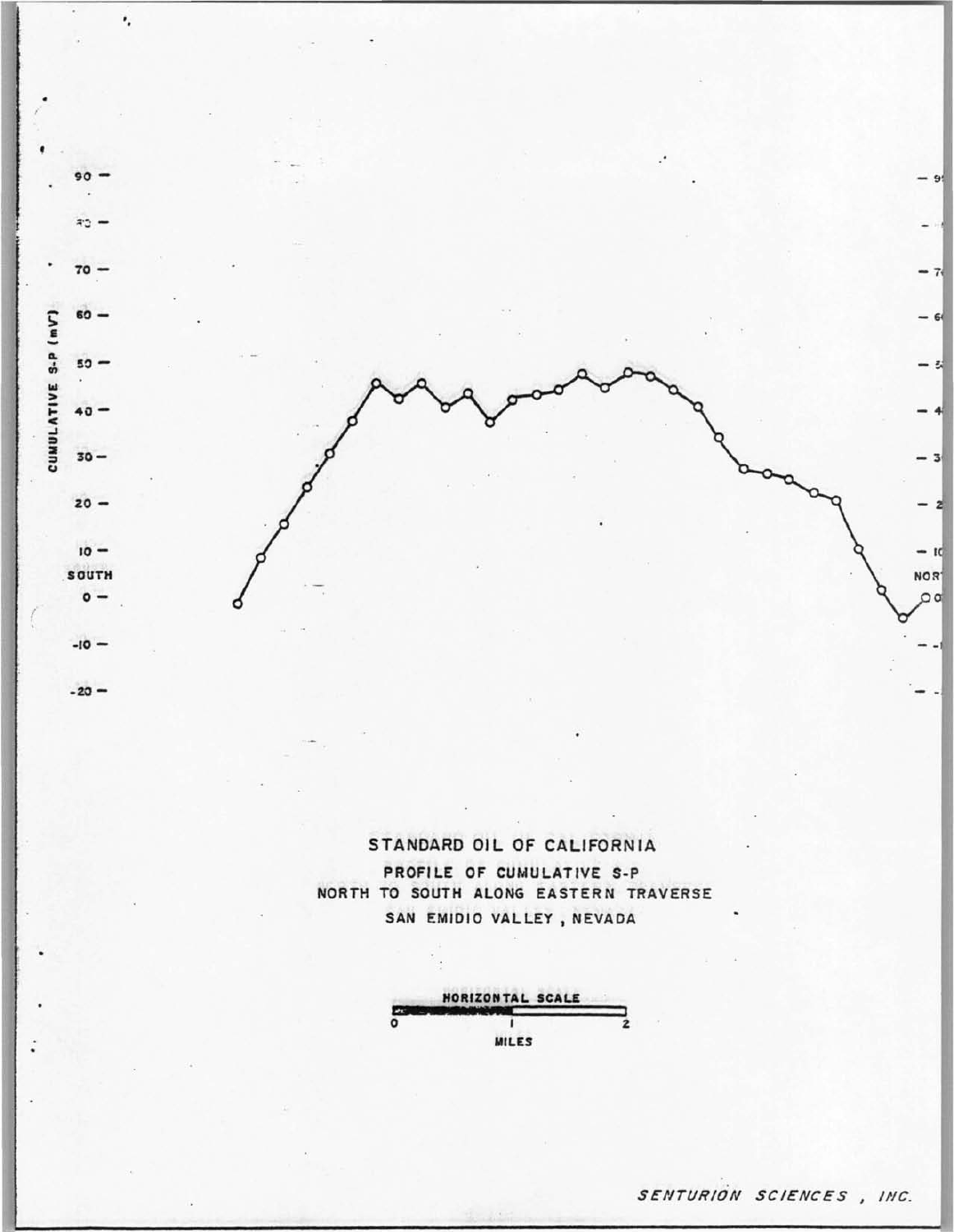CUMULATIVE S-P (mV)

90 —
80 —
70 —
60 —
50 —
40 —
30 —
20 —
10 —
SOUTH
0 —
-10 —
-20 —

NORTH

STANDARD OIL OF CALIFORNIA

PROFILE OF CUMULATIVE S-P

NORTH TO SOUTH ALONG EASTERN TRAVERSE

SAN EMIDIO VALLEY, NEVADA

HORIZONTAL SCALE

0 1 2

MILES

*SENTURION SCIENCES, INC.*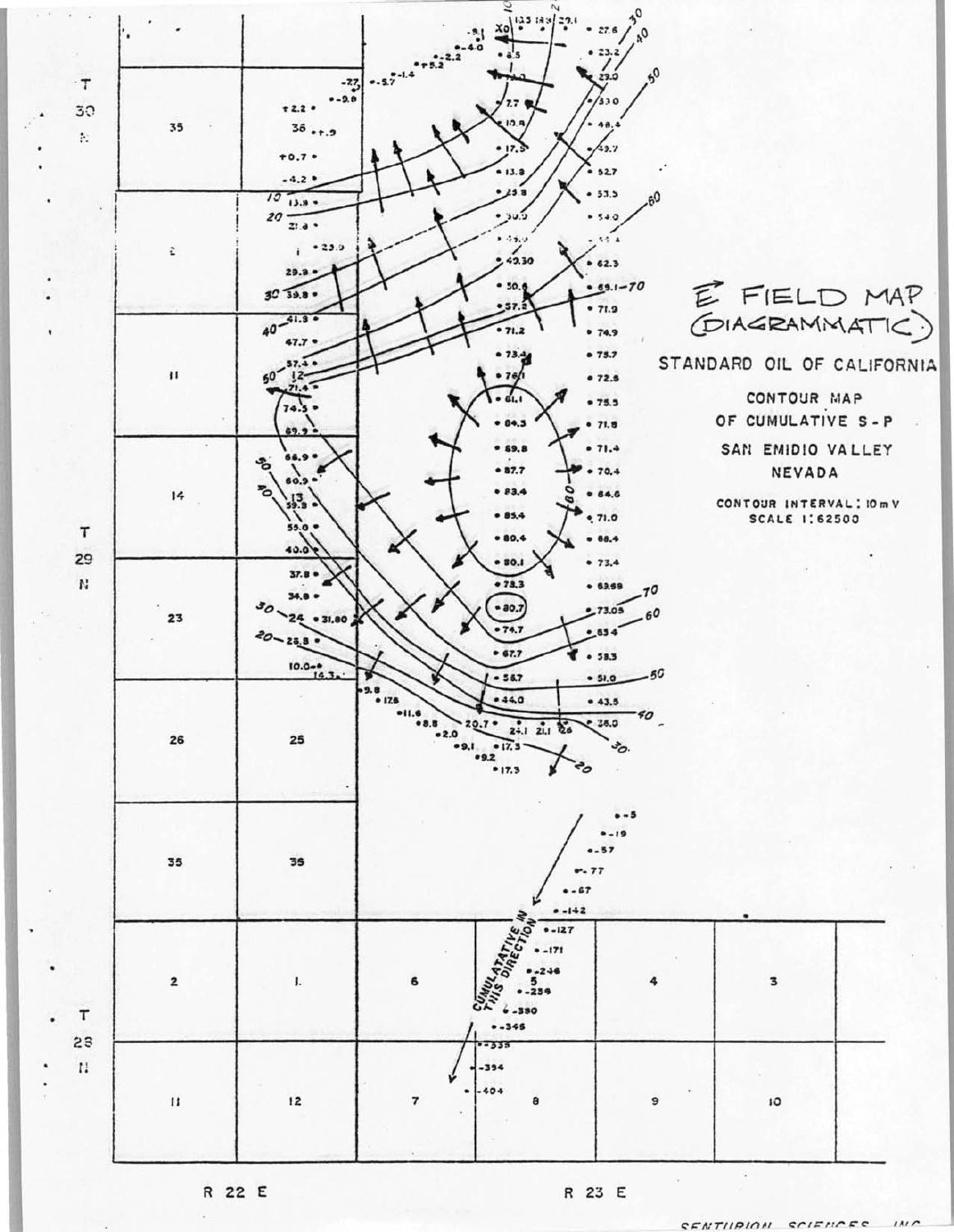E FIELD MAP (DIAGRAMMATIC)

STANDARD OIL OF CALIFORNIA

CONTOUR MAP
OF CUMULATIVE S-P

SAN EMIDIO VALLEY
NEVADA

CONTOUR INTERVAL: 10 mV
SCALE 1:62500

CUMULATATIVE IN THIS DIRECTION

T 30 N

T 29 N

T 28 N

R 22 E

R 23 E